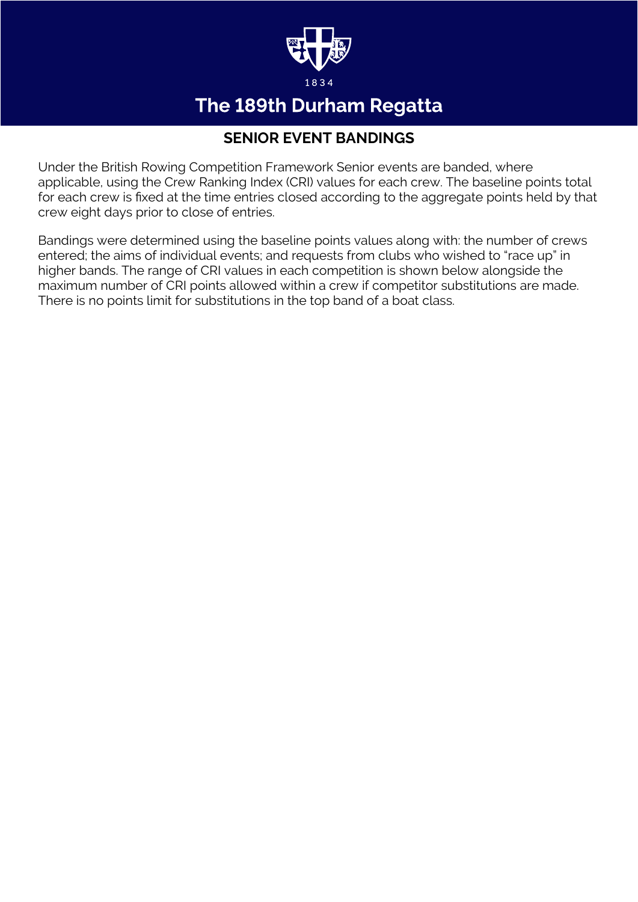1834

# The 189th Durham Regatta

## SENIOR EVENT BANDINGS

Under the British Rowing Competition Framework Senior events are banded, where applicable, using the Crew Ranking Index (CRI) values for each crew. The baseline points total for each crew is fixed at the time entries closed according to the aggregate points held by that crew eight days prior to close of entries.

Bandings were determined using the baseline points values along with: the number of crews entered; the aims of individual events; and requests from clubs who wished to "race up" in higher bands. The range of CRI values in each competition is shown below alongside the maximum number of CRI points allowed within a crew if competitor substitutions are made. There is no points limit for substitutions in the top band of a boat class.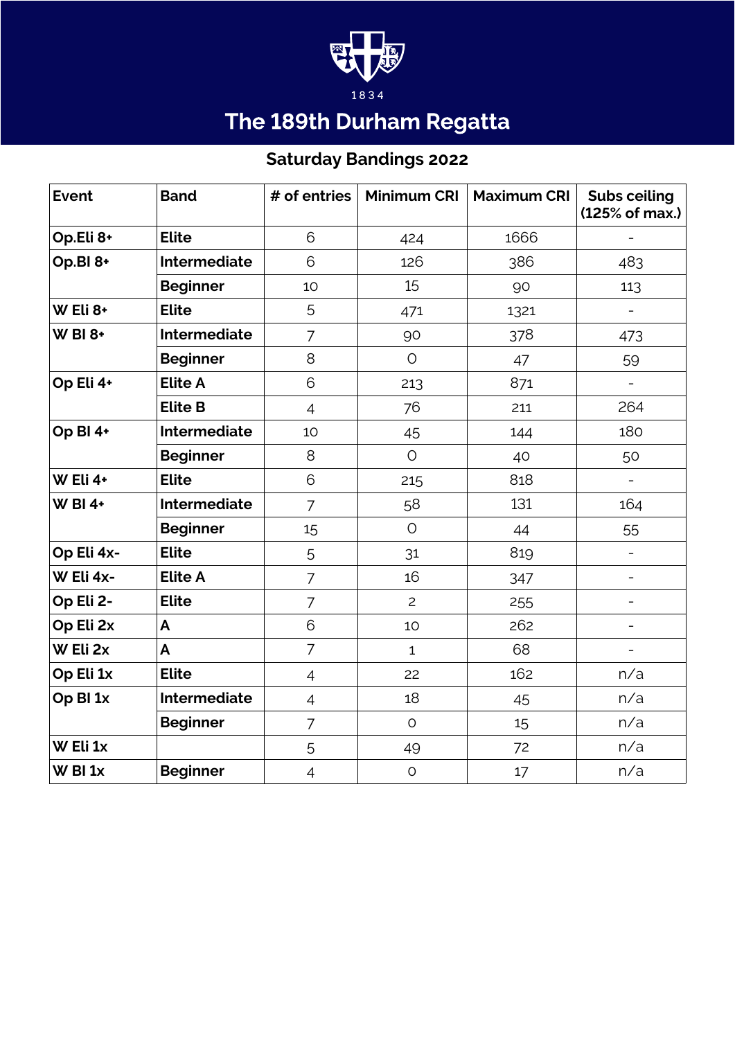1834

# The 189th Durham Regatta

## Saturday Bandings 2022

| Event | Band | # of entries | Minimum CRI | Maximum CRI | Subs ceiling (125% of max.) |
|---|---|---|---|---|---|
| **Op.Eli 8+** | **Elite** | 6 | 424 | 1666 | - |
| **Op.Bl 8+** | **Intermediate** | 6 | 126 | 386 | 483 |
| | **Beginner** | 10 | 15 | 90 | 113 |
| **W Eli 8+** | **Elite** | 5 | 471 | 1321 | - |
| **W Bl 8+** | **Intermediate** | 7 | 90 | 378 | 473 |
| | **Beginner** | 8 | 0 | 47 | 59 |
| **Op Eli 4+** | **Elite A** | 6 | 213 | 871 | - |
| | **Elite B** | 4 | 76 | 211 | 264 |
| **Op Bl 4+** | **Intermediate** | 10 | 45 | 144 | 180 |
| | **Beginner** | 8 | 0 | 40 | 50 |
| **W Eli 4+** | **Elite** | 6 | 215 | 818 | - |
| **W Bl 4+** | **Intermediate** | 7 | 58 | 131 | 164 |
| | **Beginner** | 15 | 0 | 44 | 55 |
| **Op Eli 4x-** | **Elite** | 5 | 31 | 819 | - |
| **W Eli 4x-** | **Elite A** | 7 | 16 | 347 | - |
| **Op Eli 2-** | **Elite** | 7 | 2 | 255 | - |
| **Op Eli 2x** | **A** | 6 | 10 | 262 | - |
| **W Eli 2x** | **A** | 7 | 1 | 68 | - |
| **Op Eli 1x** | **Elite** | 4 | 22 | 162 | n/a |
| **Op Bl 1x** | **Intermediate** | 4 | 18 | 45 | n/a |
| | **Beginner** | 7 | 0 | 15 | n/a |
| **W Eli 1x** | | 5 | 49 | 72 | n/a |
| **W Bl 1x** | **Beginner** | 4 | 0 | 17 | n/a |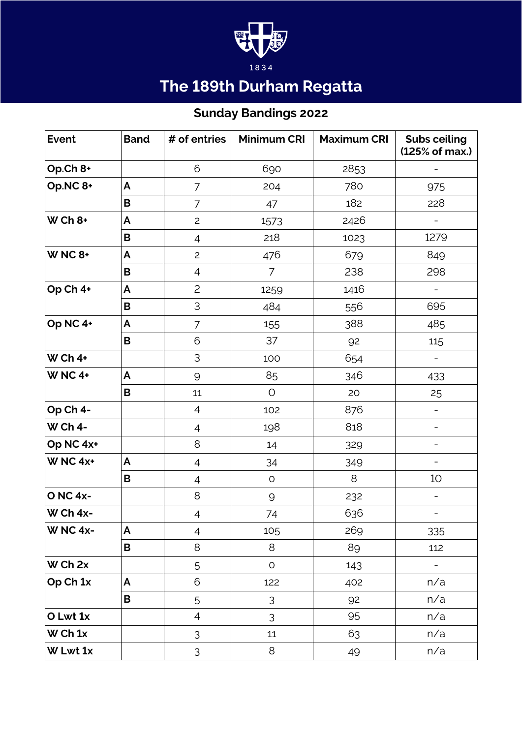1834

# The 189th Durham Regatta

## Sunday Bandings 2022

| Event | Band | # of entries | Minimum CRI | Maximum CRI | Subs ceiling (125% of max.) |
|---|---|---|---|---|---|
| **Op.Ch 8+** | | 6 | 690 | 2853 | - |
| **Op.NC 8+** | **A** | 7 | 204 | 780 | 975 |
| | **B** | 7 | 47 | 182 | 228 |
| **W Ch 8+** | **A** | 2 | 1573 | 2426 | - |
| | **B** | 4 | 218 | 1023 | 1279 |
| **W NC 8+** | **A** | 2 | 476 | 679 | 849 |
| | **B** | 4 | 7 | 238 | 298 |
| **Op Ch 4+** | **A** | 2 | 1259 | 1416 | - |
| | **B** | 3 | 484 | 556 | 695 |
| **Op NC 4+** | **A** | 7 | 155 | 388 | 485 |
| | **B** | 6 | 37 | 92 | 115 |
| **W Ch 4+** | | 3 | 100 | 654 | - |
| **W NC 4+** | **A** | 9 | 85 | 346 | 433 |
| | **B** | 11 | 0 | 20 | 25 |
| **Op Ch 4-** | | 4 | 102 | 876 | - |
| **W Ch 4-** | | 4 | 198 | 818 | - |
| **Op NC 4x+** | | 8 | 14 | 329 | - |
| **W NC 4x+** | **A** | 4 | 34 | 349 | - |
| | **B** | 4 | 0 | 8 | 10 |
| **O NC 4x-** | | 8 | 9 | 232 | - |
| **W Ch 4x-** | | 4 | 74 | 636 | - |
| **W NC 4x-** | **A** | 4 | 105 | 269 | 335 |
| | **B** | 8 | 8 | 89 | 112 |
| **W Ch 2x** | | 5 | 0 | 143 | - |
| **Op Ch 1x** | **A** | 6 | 122 | 402 | n/a |
| | **B** | 5 | 3 | 92 | n/a |
| **O Lwt 1x** | | 4 | 3 | 95 | n/a |
| **W Ch 1x** | | 3 | 11 | 63 | n/a |
| **W Lwt 1x** | | 3 | 8 | 49 | n/a |